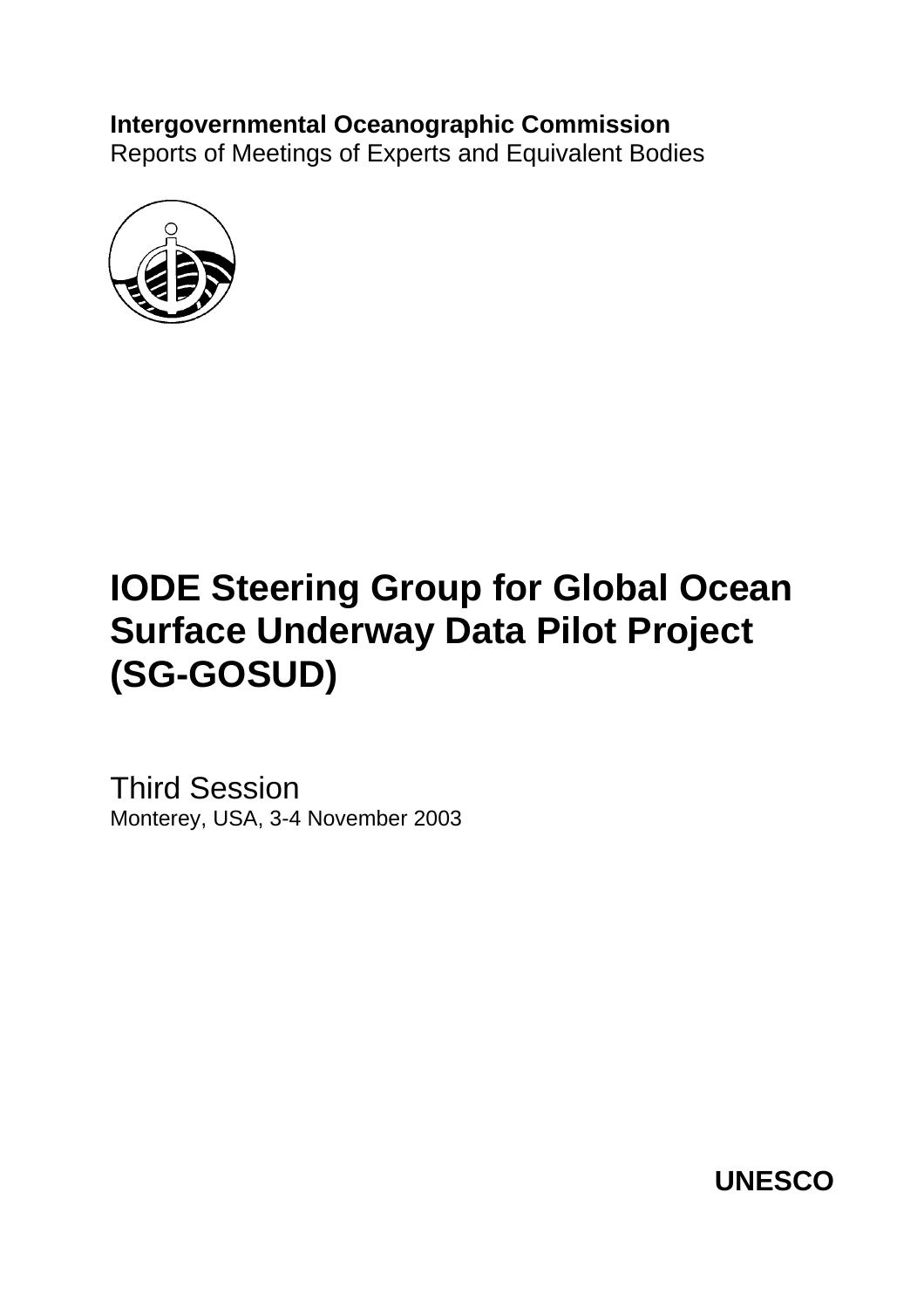**Intergovernmental Oceanographic Commission**
Reports of Meetings of Experts and Equivalent Bodies

# IODE Steering Group for Global Ocean Surface Underway Data Pilot Project (SG-GOSUD)

Third Session
Monterey, USA, 3-4 November 2003

**UNESCO**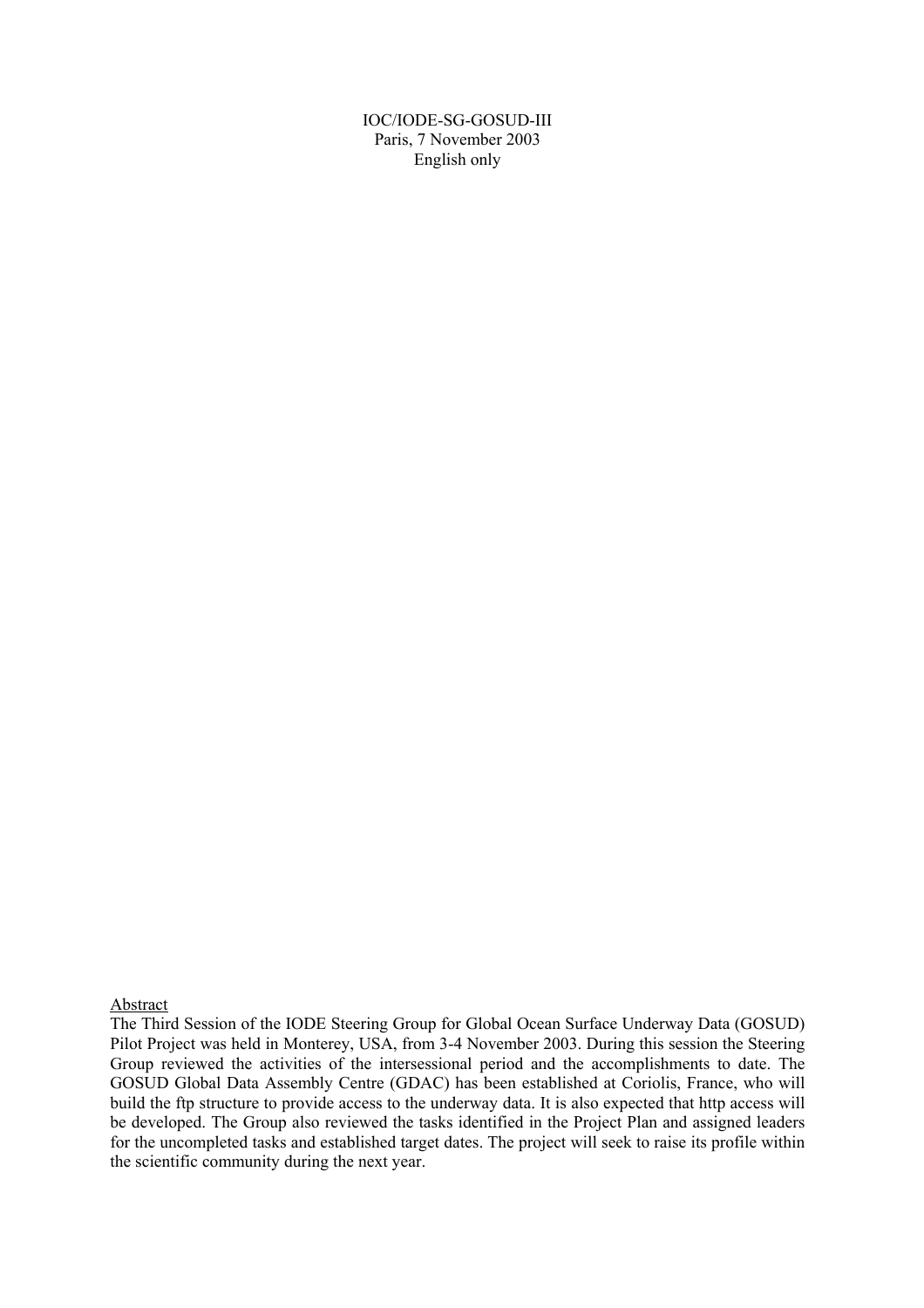IOC/IODE-SG-GOSUD-III
Paris, 7 November 2003
English only

Abstract

The Third Session of the IODE Steering Group for Global Ocean Surface Underway Data (GOSUD) Pilot Project was held in Monterey, USA, from 3-4 November 2003. During this session the Steering Group reviewed the activities of the intersessional period and the accomplishments to date. The GOSUD Global Data Assembly Centre (GDAC) has been established at Coriolis, France, who will build the ftp structure to provide access to the underway data. It is also expected that http access will be developed. The Group also reviewed the tasks identified in the Project Plan and assigned leaders for the uncompleted tasks and established target dates. The project will seek to raise its profile within the scientific community during the next year.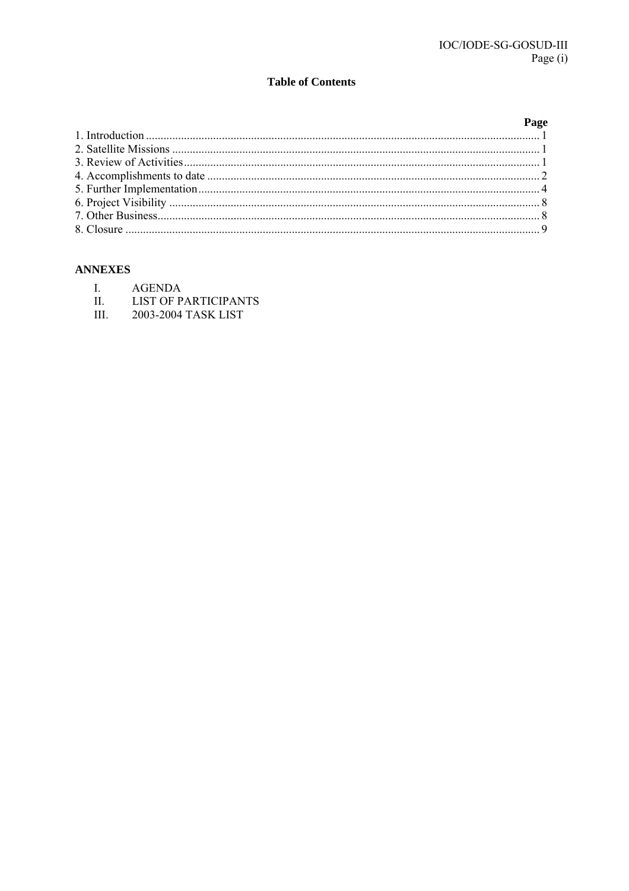# Table of Contents

| | Page |
|---|---|
| 1. Introduction | 1 |
| 2. Satellite Missions | 1 |
| 3. Review of Activities | 1 |
| 4. Accomplishments to date | 2 |
| 5. Further Implementation | 4 |
| 6. Project Visibility | 8 |
| 7. Other Business | 8 |
| 8. Closure | 9 |

## ANNEXES

I. AGENDA

II. LIST OF PARTICIPANTS

III. 2003-2004 TASK LIST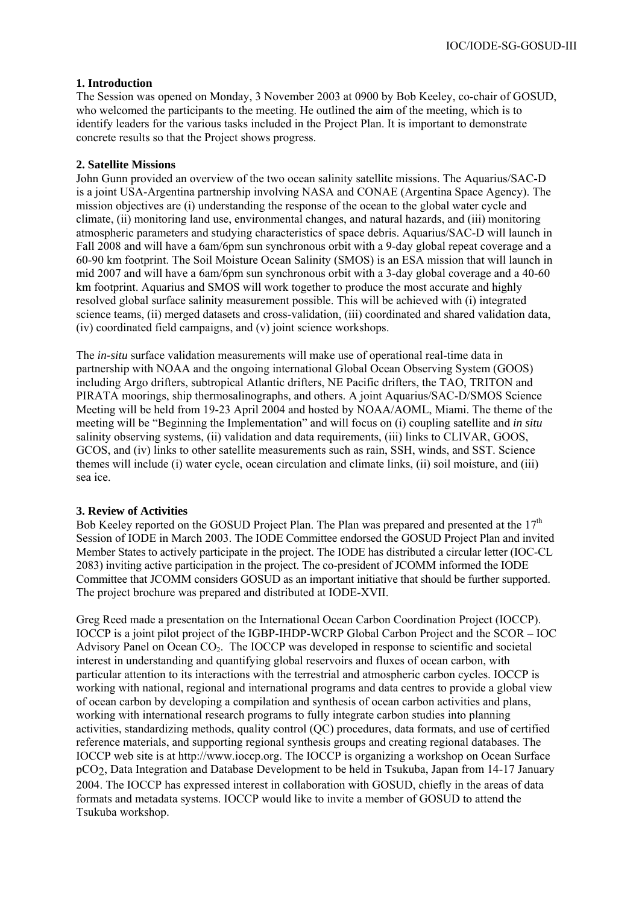## 1. Introduction

The Session was opened on Monday, 3 November 2003 at 0900 by Bob Keeley, co-chair of GOSUD, who welcomed the participants to the meeting. He outlined the aim of the meeting, which is to identify leaders for the various tasks included in the Project Plan. It is important to demonstrate concrete results so that the Project shows progress.

## 2. Satellite Missions

John Gunn provided an overview of the two ocean salinity satellite missions. The Aquarius/SAC-D is a joint USA-Argentina partnership involving NASA and CONAE (Argentina Space Agency). The mission objectives are (i) understanding the response of the ocean to the global water cycle and climate, (ii) monitoring land use, environmental changes, and natural hazards, and (iii) monitoring atmospheric parameters and studying characteristics of space debris. Aquarius/SAC-D will launch in Fall 2008 and will have a 6am/6pm sun synchronous orbit with a 9-day global repeat coverage and a 60-90 km footprint. The Soil Moisture Ocean Salinity (SMOS) is an ESA mission that will launch in mid 2007 and will have a 6am/6pm sun synchronous orbit with a 3-day global coverage and a 40-60 km footprint. Aquarius and SMOS will work together to produce the most accurate and highly resolved global surface salinity measurement possible. This will be achieved with (i) integrated science teams, (ii) merged datasets and cross-validation, (iii) coordinated and shared validation data, (iv) coordinated field campaigns, and (v) joint science workshops.

The *in-situ* surface validation measurements will make use of operational real-time data in partnership with NOAA and the ongoing international Global Ocean Observing System (GOOS) including Argo drifters, subtropical Atlantic drifters, NE Pacific drifters, the TAO, TRITON and PIRATA moorings, ship thermosalinographs, and others. A joint Aquarius/SAC-D/SMOS Science Meeting will be held from 19-23 April 2004 and hosted by NOAA/AOML, Miami. The theme of the meeting will be "Beginning the Implementation" and will focus on (i) coupling satellite and *in situ* salinity observing systems, (ii) validation and data requirements, (iii) links to CLIVAR, GOOS, GCOS, and (iv) links to other satellite measurements such as rain, SSH, winds, and SST. Science themes will include (i) water cycle, ocean circulation and climate links, (ii) soil moisture, and (iii) sea ice.

## 3. Review of Activities

Bob Keeley reported on the GOSUD Project Plan. The Plan was prepared and presented at the 17th Session of IODE in March 2003. The IODE Committee endorsed the GOSUD Project Plan and invited Member States to actively participate in the project. The IODE has distributed a circular letter (IOC-CL 2083) inviting active participation in the project. The co-president of JCOMM informed the IODE Committee that JCOMM considers GOSUD as an important initiative that should be further supported. The project brochure was prepared and distributed at IODE-XVII.

Greg Reed made a presentation on the International Ocean Carbon Coordination Project (IOCCP). IOCCP is a joint pilot project of the IGBP-IHDP-WCRP Global Carbon Project and the SCOR – IOC Advisory Panel on Ocean $CO_2$. The IOCCP was developed in response to scientific and societal interest in understanding and quantifying global reservoirs and fluxes of ocean carbon, with particular attention to its interactions with the terrestrial and atmospheric carbon cycles. IOCCP is working with national, regional and international programs and data centres to provide a global view of ocean carbon by developing a compilation and synthesis of ocean carbon activities and plans, working with international research programs to fully integrate carbon studies into planning activities, standardizing methods, quality control (QC) procedures, data formats, and use of certified reference materials, and supporting regional synthesis groups and creating regional databases. The IOCCP web site is at http://www.ioccp.org. The IOCCP is organizing a workshop on Ocean Surface $pCO_2$, Data Integration and Database Development to be held in Tsukuba, Japan from 14-17 January 2004. The IOCCP has expressed interest in collaboration with GOSUD, chiefly in the areas of data formats and metadata systems. IOCCP would like to invite a member of GOSUD to attend the Tsukuba workshop.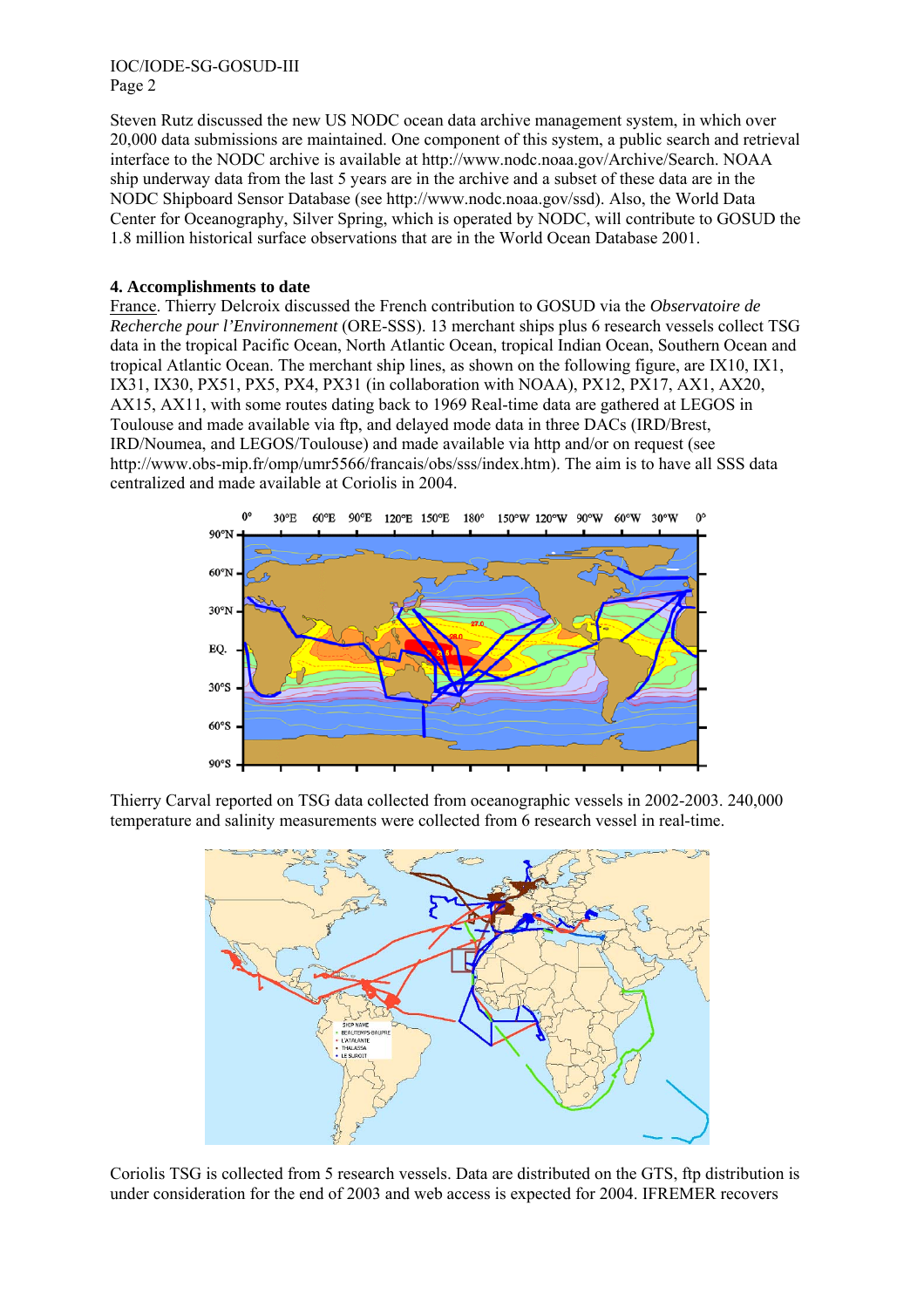Steven Rutz discussed the new US NODC ocean data archive management system, in which over 20,000 data submissions are maintained. One component of this system, a public search and retrieval interface to the NODC archive is available at http://www.nodc.noaa.gov/Archive/Search. NOAA ship underway data from the last 5 years are in the archive and a subset of these data are in the NODC Shipboard Sensor Database (see http://www.nodc.noaa.gov/ssd). Also, the World Data Center for Oceanography, Silver Spring, which is operated by NODC, will contribute to GOSUD the 1.8 million historical surface observations that are in the World Ocean Database 2001.

**4. Accomplishments to date**

France. Thierry Delcroix discussed the French contribution to GOSUD via the *Observatoire de Recherche pour l'Environnement* (ORE-SSS). 13 merchant ships plus 6 research vessels collect TSG data in the tropical Pacific Ocean, North Atlantic Ocean, tropical Indian Ocean, Southern Ocean and tropical Atlantic Ocean. The merchant ship lines, as shown on the following figure, are IX10, IX1, IX31, IX30, PX51, PX5, PX4, PX31 (in collaboration with NOAA), PX12, PX17, AX1, AX20, AX15, AX11, with some routes dating back to 1969 Real-time data are gathered at LEGOS in Toulouse and made available via ftp, and delayed mode data in three DACs (IRD/Brest, IRD/Noumea, and LEGOS/Toulouse) and made available via http and/or on request (see http://www.obs-mip.fr/omp/umr5566/francais/obs/sss/index.htm). The aim is to have all SSS data centralized and made available at Coriolis in 2004.

Thierry Carval reported on TSG data collected from oceanographic vessels in 2002-2003. 240,000 temperature and salinity measurements were collected from 6 research vessel in real-time.

Coriolis TSG is collected from 5 research vessels. Data are distributed on the GTS, ftp distribution is under consideration for the end of 2003 and web access is expected for 2004. IFREMER recovers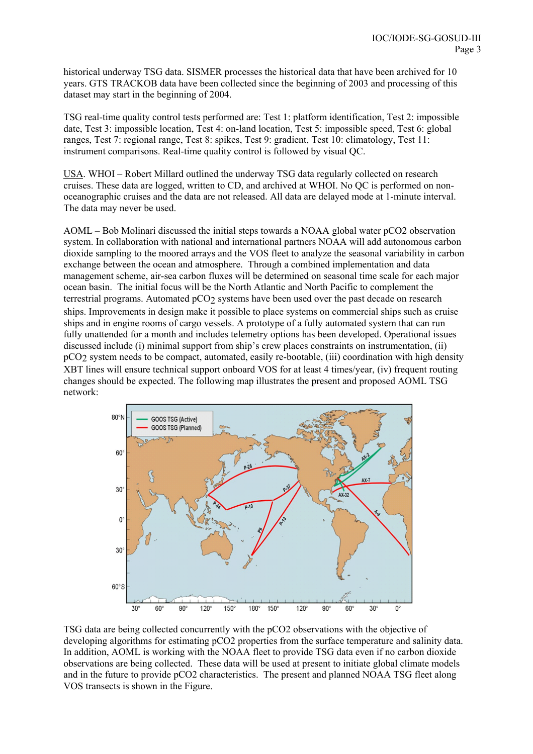historical underway TSG data. SISMER processes the historical data that have been archived for 10 years. GTS TRACKOB data have been collected since the beginning of 2003 and processing of this dataset may start in the beginning of 2004.

TSG real-time quality control tests performed are: Test 1: platform identification, Test 2: impossible date, Test 3: impossible location, Test 4: on-land location, Test 5: impossible speed, Test 6: global ranges, Test 7: regional range, Test 8: spikes, Test 9: gradient, Test 10: climatology, Test 11: instrument comparisons. Real-time quality control is followed by visual QC.

USA. WHOI – Robert Millard outlined the underway TSG data regularly collected on research cruises. These data are logged, written to CD, and archived at WHOI. No QC is performed on non-oceanographic cruises and the data are not released. All data are delayed mode at 1-minute interval. The data may never be used.

AOML – Bob Molinari discussed the initial steps towards a NOAA global water pCO2 observation system. In collaboration with national and international partners NOAA will add autonomous carbon dioxide sampling to the moored arrays and the VOS fleet to analyze the seasonal variability in carbon exchange between the ocean and atmosphere. Through a combined implementation and data management scheme, air-sea carbon fluxes will be determined on seasonal time scale for each major ocean basin. The initial focus will be the North Atlantic and North Pacific to complement the terrestrial programs. Automated $pCO_2$ systems have been used over the past decade on research ships. Improvements in design make it possible to place systems on commercial ships such as cruise ships and in engine rooms of cargo vessels. A prototype of a fully automated system that can run fully unattended for a month and includes telemetry options has been developed. Operational issues discussed include (i) minimal support from ship's crew places constraints on instrumentation, (ii) $pCO_2$ system needs to be compact, automated, easily re-bootable, (iii) coordination with high density XBT lines will ensure technical support onboard VOS for at least 4 times/year, (iv) frequent routing changes should be expected. The following map illustrates the present and proposed AOML TSG network:

TSG data are being collected concurrently with the pCO2 observations with the objective of developing algorithms for estimating pCO2 properties from the surface temperature and salinity data. In addition, AOML is working with the NOAA fleet to provide TSG data even if no carbon dioxide observations are being collected. These data will be used at present to initiate global climate models and in the future to provide pCO2 characteristics. The present and planned NOAA TSG fleet along VOS transects is shown in the Figure.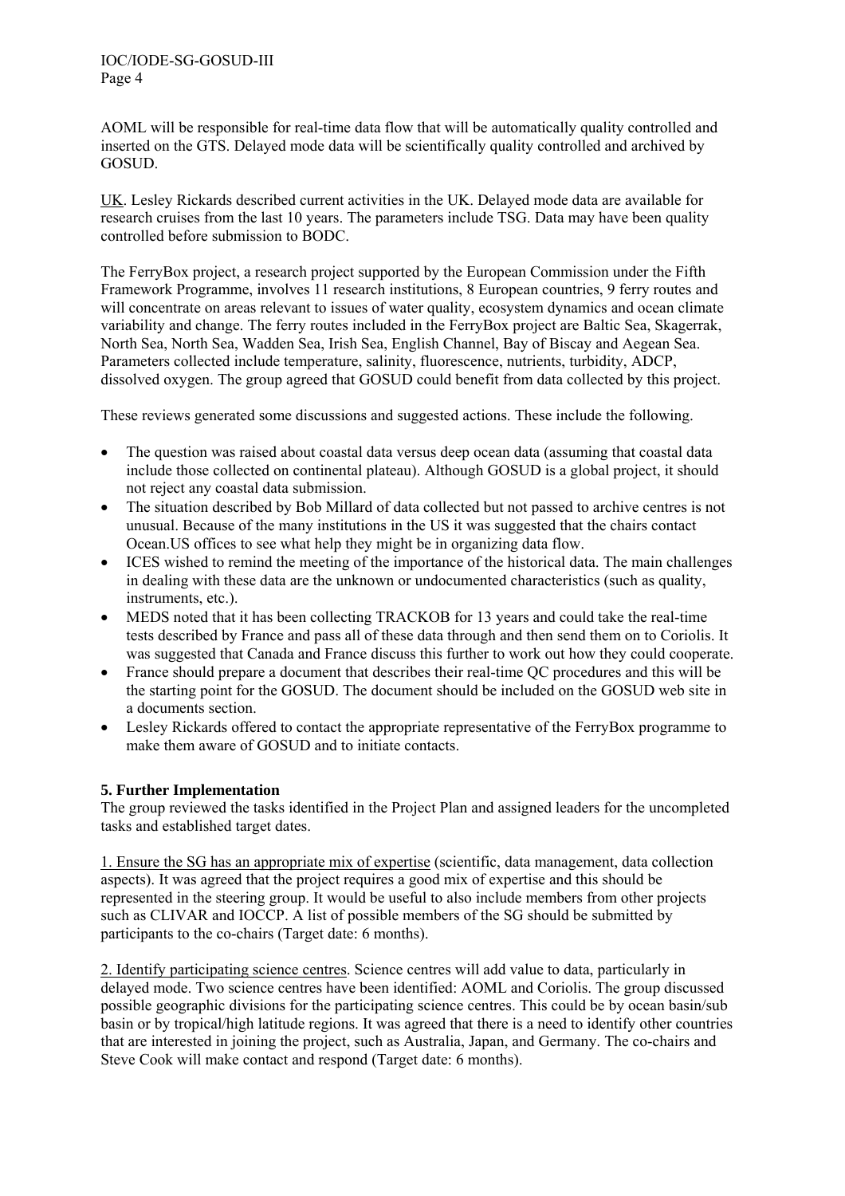AOML will be responsible for real-time data flow that will be automatically quality controlled and inserted on the GTS. Delayed mode data will be scientifically quality controlled and archived by GOSUD.

UK. Lesley Rickards described current activities in the UK. Delayed mode data are available for research cruises from the last 10 years. The parameters include TSG. Data may have been quality controlled before submission to BODC.

The FerryBox project, a research project supported by the European Commission under the Fifth Framework Programme, involves 11 research institutions, 8 European countries, 9 ferry routes and will concentrate on areas relevant to issues of water quality, ecosystem dynamics and ocean climate variability and change. The ferry routes included in the FerryBox project are Baltic Sea, Skagerrak, North Sea, North Sea, Wadden Sea, Irish Sea, English Channel, Bay of Biscay and Aegean Sea. Parameters collected include temperature, salinity, fluorescence, nutrients, turbidity, ADCP, dissolved oxygen. The group agreed that GOSUD could benefit from data collected by this project.

These reviews generated some discussions and suggested actions. These include the following.

- The question was raised about coastal data versus deep ocean data (assuming that coastal data include those collected on continental plateau). Although GOSUD is a global project, it should not reject any coastal data submission.
- The situation described by Bob Millard of data collected but not passed to archive centres is not unusual. Because of the many institutions in the US it was suggested that the chairs contact Ocean.US offices to see what help they might be in organizing data flow.
- ICES wished to remind the meeting of the importance of the historical data. The main challenges in dealing with these data are the unknown or undocumented characteristics (such as quality, instruments, etc.).
- MEDS noted that it has been collecting TRACKOB for 13 years and could take the real-time tests described by France and pass all of these data through and then send them on to Coriolis. It was suggested that Canada and France discuss this further to work out how they could cooperate.
- France should prepare a document that describes their real-time QC procedures and this will be the starting point for the GOSUD. The document should be included on the GOSUD web site in a documents section.
- Lesley Rickards offered to contact the appropriate representative of the FerryBox programme to make them aware of GOSUD and to initiate contacts.

## 5. Further Implementation

The group reviewed the tasks identified in the Project Plan and assigned leaders for the uncompleted tasks and established target dates.

1. Ensure the SG has an appropriate mix of expertise (scientific, data management, data collection aspects). It was agreed that the project requires a good mix of expertise and this should be represented in the steering group. It would be useful to also include members from other projects such as CLIVAR and IOCCP. A list of possible members of the SG should be submitted by participants to the co-chairs (Target date: 6 months).

2. Identify participating science centres. Science centres will add value to data, particularly in delayed mode. Two science centres have been identified: AOML and Coriolis. The group discussed possible geographic divisions for the participating science centres. This could be by ocean basin/sub basin or by tropical/high latitude regions. It was agreed that there is a need to identify other countries that are interested in joining the project, such as Australia, Japan, and Germany. The co-chairs and Steve Cook will make contact and respond (Target date: 6 months).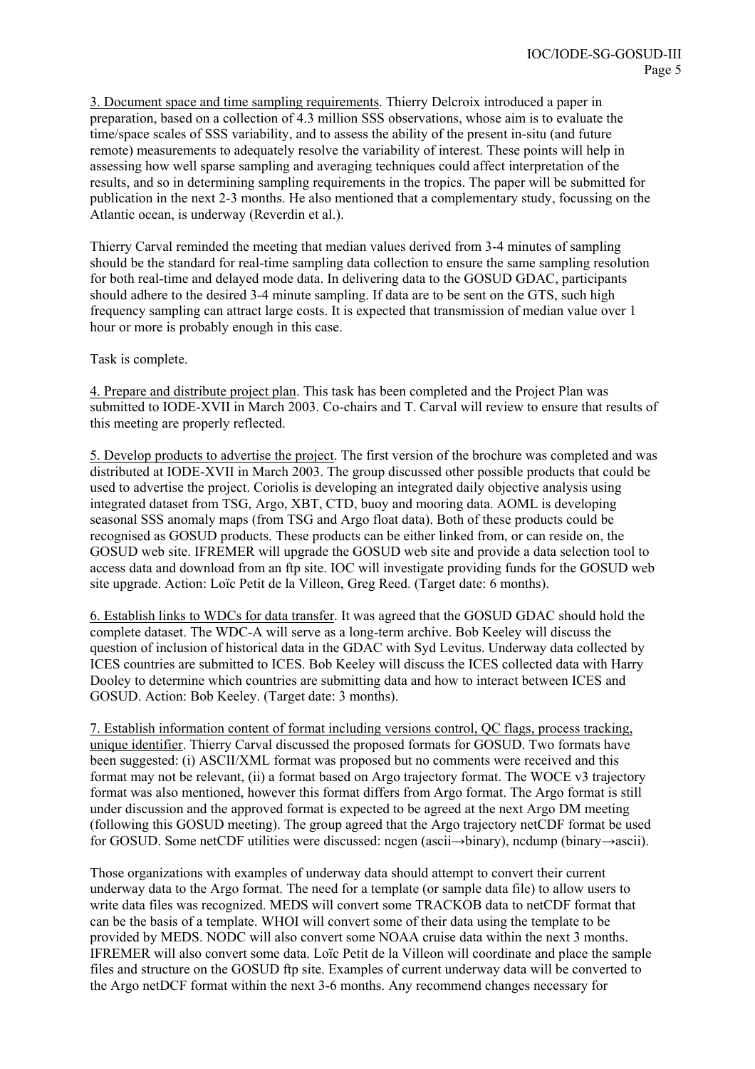3. Document space and time sampling requirements. Thierry Delcroix introduced a paper in preparation, based on a collection of 4.3 million SSS observations, whose aim is to evaluate the time/space scales of SSS variability, and to assess the ability of the present in-situ (and future remote) measurements to adequately resolve the variability of interest. These points will help in assessing how well sparse sampling and averaging techniques could affect interpretation of the results, and so in determining sampling requirements in the tropics. The paper will be submitted for publication in the next 2-3 months. He also mentioned that a complementary study, focussing on the Atlantic ocean, is underway (Reverdin et al.).

Thierry Carval reminded the meeting that median values derived from 3-4 minutes of sampling should be the standard for real-time sampling data collection to ensure the same sampling resolution for both real-time and delayed mode data. In delivering data to the GOSUD GDAC, participants should adhere to the desired 3-4 minute sampling. If data are to be sent on the GTS, such high frequency sampling can attract large costs. It is expected that transmission of median value over 1 hour or more is probably enough in this case.

Task is complete.

4. Prepare and distribute project plan. This task has been completed and the Project Plan was submitted to IODE-XVII in March 2003. Co-chairs and T. Carval will review to ensure that results of this meeting are properly reflected.

5. Develop products to advertise the project. The first version of the brochure was completed and was distributed at IODE-XVII in March 2003. The group discussed other possible products that could be used to advertise the project. Coriolis is developing an integrated daily objective analysis using integrated dataset from TSG, Argo, XBT, CTD, buoy and mooring data. AOML is developing seasonal SSS anomaly maps (from TSG and Argo float data). Both of these products could be recognised as GOSUD products. These products can be either linked from, or can reside on, the GOSUD web site. IFREMER will upgrade the GOSUD web site and provide a data selection tool to access data and download from an ftp site. IOC will investigate providing funds for the GOSUD web site upgrade. Action: Loïc Petit de la Villeon, Greg Reed. (Target date: 6 months).

6. Establish links to WDCs for data transfer. It was agreed that the GOSUD GDAC should hold the complete dataset. The WDC-A will serve as a long-term archive. Bob Keeley will discuss the question of inclusion of historical data in the GDAC with Syd Levitus. Underway data collected by ICES countries are submitted to ICES. Bob Keeley will discuss the ICES collected data with Harry Dooley to determine which countries are submitting data and how to interact between ICES and GOSUD. Action: Bob Keeley. (Target date: 3 months).

7. Establish information content of format including versions control, QC flags, process tracking, unique identifier. Thierry Carval discussed the proposed formats for GOSUD. Two formats have been suggested: (i) ASCII/XML format was proposed but no comments were received and this format may not be relevant, (ii) a format based on Argo trajectory format. The WOCE v3 trajectory format was also mentioned, however this format differs from Argo format. The Argo format is still under discussion and the approved format is expected to be agreed at the next Argo DM meeting (following this GOSUD meeting). The group agreed that the Argo trajectory netCDF format be used for GOSUD. Some netCDF utilities were discussed: ncgen (ascii→binary), ncdump (binary→ascii).

Those organizations with examples of underway data should attempt to convert their current underway data to the Argo format. The need for a template (or sample data file) to allow users to write data files was recognized. MEDS will convert some TRACKOB data to netCDF format that can be the basis of a template. WHOI will convert some of their data using the template to be provided by MEDS. NODC will also convert some NOAA cruise data within the next 3 months. IFREMER will also convert some data. Loïc Petit de la Villeon will coordinate and place the sample files and structure on the GOSUD ftp site. Examples of current underway data will be converted to the Argo netDCF format within the next 3-6 months. Any recommend changes necessary for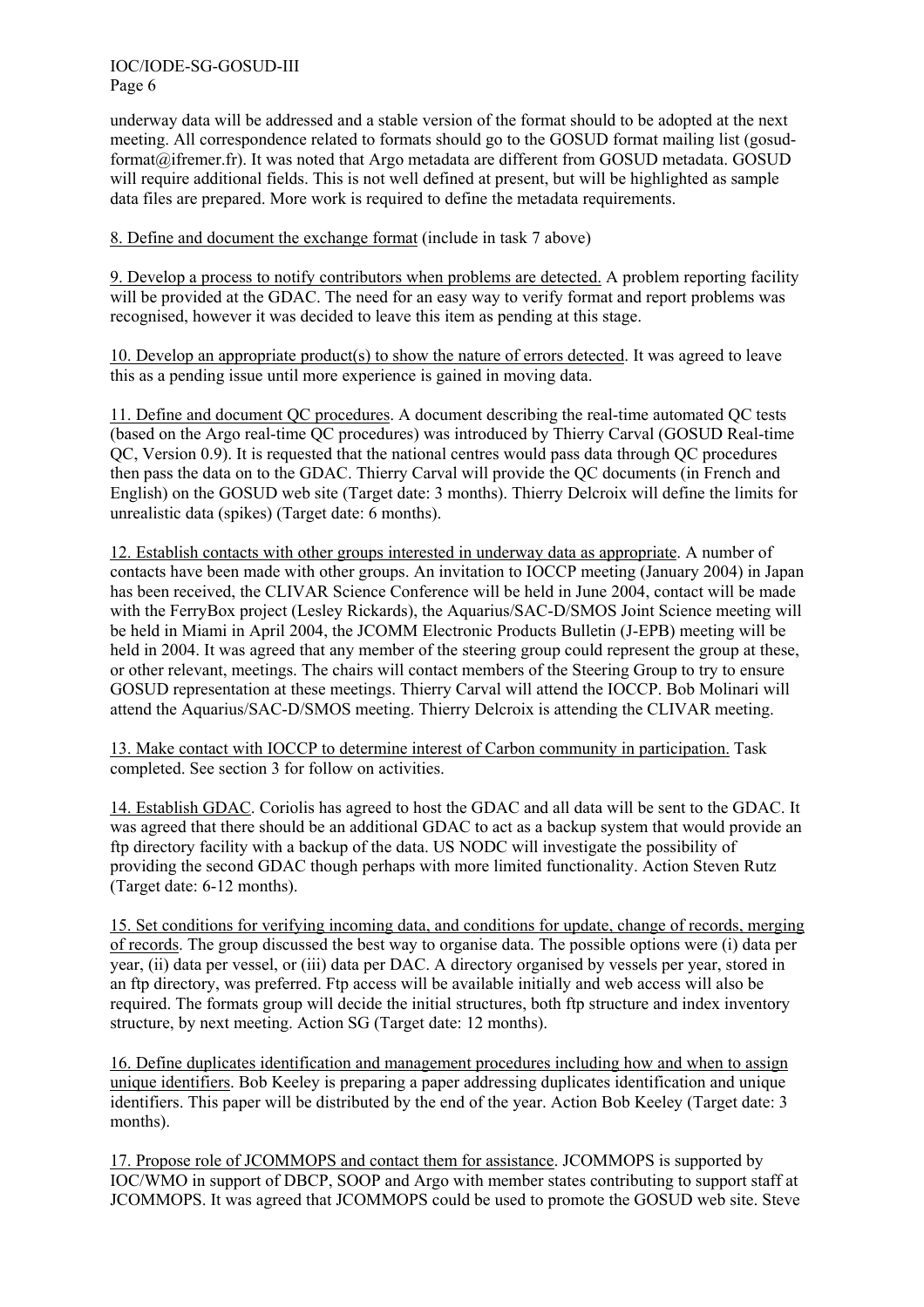underway data will be addressed and a stable version of the format should to be adopted at the next meeting. All correspondence related to formats should go to the GOSUD format mailing list (gosud-format@ifremer.fr). It was noted that Argo metadata are different from GOSUD metadata. GOSUD will require additional fields. This is not well defined at present, but will be highlighted as sample data files are prepared. More work is required to define the metadata requirements.

<u>8. Define and document the exchange format</u> (include in task 7 above)

<u>9. Develop a process to notify contributors when problems are detected.</u> A problem reporting facility will be provided at the GDAC. The need for an easy way to verify format and report problems was recognised, however it was decided to leave this item as pending at this stage.

<u>10. Develop an appropriate product(s) to show the nature of errors detected</u>. It was agreed to leave this as a pending issue until more experience is gained in moving data.

<u>11. Define and document QC procedures</u>. A document describing the real-time automated QC tests (based on the Argo real-time QC procedures) was introduced by Thierry Carval (GOSUD Real-time QC, Version 0.9). It is requested that the national centres would pass data through QC procedures then pass the data on to the GDAC. Thierry Carval will provide the QC documents (in French and English) on the GOSUD web site (Target date: 3 months). Thierry Delcroix will define the limits for unrealistic data (spikes) (Target date: 6 months).

<u>12. Establish contacts with other groups interested in underway data as appropriate</u>. A number of contacts have been made with other groups. An invitation to IOCCP meeting (January 2004) in Japan has been received, the CLIVAR Science Conference will be held in June 2004, contact will be made with the FerryBox project (Lesley Rickards), the Aquarius/SAC-D/SMOS Joint Science meeting will be held in Miami in April 2004, the JCOMM Electronic Products Bulletin (J-EPB) meeting will be held in 2004. It was agreed that any member of the steering group could represent the group at these, or other relevant, meetings. The chairs will contact members of the Steering Group to try to ensure GOSUD representation at these meetings. Thierry Carval will attend the IOCCP. Bob Molinari will attend the Aquarius/SAC-D/SMOS meeting. Thierry Delcroix is attending the CLIVAR meeting.

<u>13. Make contact with IOCCP to determine interest of Carbon community in participation.</u> Task completed. See section 3 for follow on activities.

<u>14. Establish GDAC</u>. Coriolis has agreed to host the GDAC and all data will be sent to the GDAC. It was agreed that there should be an additional GDAC to act as a backup system that would provide an ftp directory facility with a backup of the data. US NODC will investigate the possibility of providing the second GDAC though perhaps with more limited functionality. Action Steven Rutz (Target date: 6-12 months).

<u>15. Set conditions for verifying incoming data, and conditions for update, change of records, merging of records</u>. The group discussed the best way to organise data. The possible options were (i) data per year, (ii) data per vessel, or (iii) data per DAC. A directory organised by vessels per year, stored in an ftp directory, was preferred. Ftp access will be available initially and web access will also be required. The formats group will decide the initial structures, both ftp structure and index inventory structure, by next meeting. Action SG (Target date: 12 months).

<u>16. Define duplicates identification and management procedures including how and when to assign unique identifiers</u>. Bob Keeley is preparing a paper addressing duplicates identification and unique identifiers. This paper will be distributed by the end of the year. Action Bob Keeley (Target date: 3 months).

<u>17. Propose role of JCOMMOPS and contact them for assistance</u>. JCOMMOPS is supported by IOC/WMO in support of DBCP, SOOP and Argo with member states contributing to support staff at JCOMMOPS. It was agreed that JCOMMOPS could be used to promote the GOSUD web site. Steve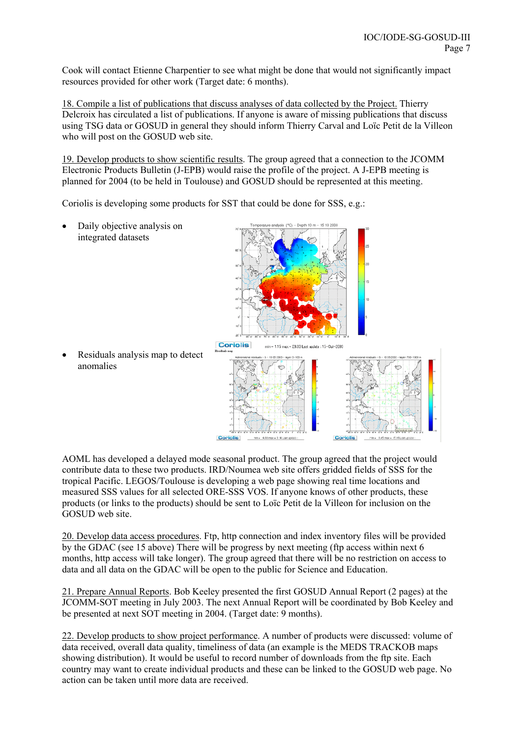Cook will contact Etienne Charpentier to see what might be done that would not significantly impact resources provided for other work (Target date: 6 months).

18. Compile a list of publications that discuss analyses of data collected by the Project. Thierry Delcroix has circulated a list of publications. If anyone is aware of missing publications that discuss using TSG data or GOSUD in general they should inform Thierry Carval and Loïc Petit de la Villeon who will post on the GOSUD web site.

19. Develop products to show scientific results. The group agreed that a connection to the JCOMM Electronic Products Bulletin (J-EPB) would raise the profile of the project. A J-EPB meeting is planned for 2004 (to be held in Toulouse) and GOSUD should be represented at this meeting.

Coriolis is developing some products for SST that could be done for SSS, e.g.:

- Daily objective analysis on integrated datasets
- Residuals analysis map to detect anomalies

AOML has developed a delayed mode seasonal product. The group agreed that the project would contribute data to these two products. IRD/Noumea web site offers gridded fields of SSS for the tropical Pacific. LEGOS/Toulouse is developing a web page showing real time locations and measured SSS values for all selected ORE-SSS VOS. If anyone knows of other products, these products (or links to the products) should be sent to Loïc Petit de la Villeon for inclusion on the GOSUD web site.

20. Develop data access procedures. Ftp, http connection and index inventory files will be provided by the GDAC (see 15 above) There will be progress by next meeting (ftp access within next 6 months, http access will take longer). The group agreed that there will be no restriction on access to data and all data on the GDAC will be open to the public for Science and Education.

21. Prepare Annual Reports. Bob Keeley presented the first GOSUD Annual Report (2 pages) at the JCOMM-SOT meeting in July 2003. The next Annual Report will be coordinated by Bob Keeley and be presented at next SOT meeting in 2004. (Target date: 9 months).

22. Develop products to show project performance. A number of products were discussed: volume of data received, overall data quality, timeliness of data (an example is the MEDS TRACKOB maps showing distribution). It would be useful to record number of downloads from the ftp site. Each country may want to create individual products and these can be linked to the GOSUD web page. No action can be taken until more data are received.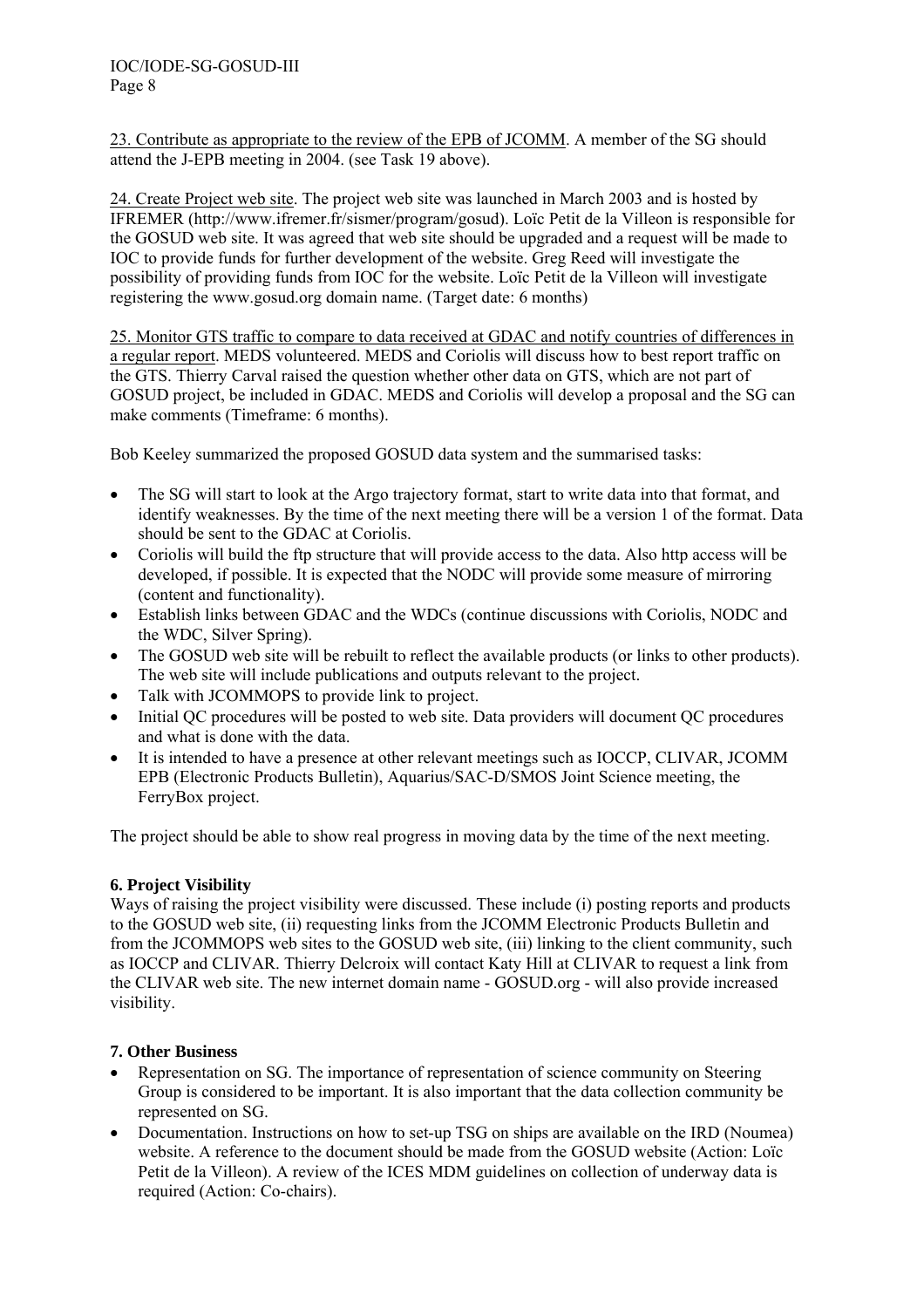23. Contribute as appropriate to the review of the EPB of JCOMM. A member of the SG should attend the J-EPB meeting in 2004. (see Task 19 above).

24. Create Project web site. The project web site was launched in March 2003 and is hosted by IFREMER (http://www.ifremer.fr/sismer/program/gosud). Loïc Petit de la Villeon is responsible for the GOSUD web site. It was agreed that web site should be upgraded and a request will be made to IOC to provide funds for further development of the website. Greg Reed will investigate the possibility of providing funds from IOC for the website. Loïc Petit de la Villeon will investigate registering the www.gosud.org domain name. (Target date: 6 months)

25. Monitor GTS traffic to compare to data received at GDAC and notify countries of differences in a regular report. MEDS volunteered. MEDS and Coriolis will discuss how to best report traffic on the GTS. Thierry Carval raised the question whether other data on GTS, which are not part of GOSUD project, be included in GDAC. MEDS and Coriolis will develop a proposal and the SG can make comments (Timeframe: 6 months).

Bob Keeley summarized the proposed GOSUD data system and the summarised tasks:

- The SG will start to look at the Argo trajectory format, start to write data into that format, and identify weaknesses. By the time of the next meeting there will be a version 1 of the format. Data should be sent to the GDAC at Coriolis.
- Coriolis will build the ftp structure that will provide access to the data. Also http access will be developed, if possible. It is expected that the NODC will provide some measure of mirroring (content and functionality).
- Establish links between GDAC and the WDCs (continue discussions with Coriolis, NODC and the WDC, Silver Spring).
- The GOSUD web site will be rebuilt to reflect the available products (or links to other products). The web site will include publications and outputs relevant to the project.
- Talk with JCOMMOPS to provide link to project.
- Initial QC procedures will be posted to web site. Data providers will document QC procedures and what is done with the data.
- It is intended to have a presence at other relevant meetings such as IOCCP, CLIVAR, JCOMM EPB (Electronic Products Bulletin), Aquarius/SAC-D/SMOS Joint Science meeting, the FerryBox project.

The project should be able to show real progress in moving data by the time of the next meeting.

### 6. Project Visibility

Ways of raising the project visibility were discussed. These include (i) posting reports and products to the GOSUD web site, (ii) requesting links from the JCOMM Electronic Products Bulletin and from the JCOMMOPS web sites to the GOSUD web site, (iii) linking to the client community, such as IOCCP and CLIVAR. Thierry Delcroix will contact Katy Hill at CLIVAR to request a link from the CLIVAR web site. The new internet domain name - GOSUD.org - will also provide increased visibility.

### 7. Other Business

- Representation on SG. The importance of representation of science community on Steering Group is considered to be important. It is also important that the data collection community be represented on SG.
- Documentation. Instructions on how to set-up TSG on ships are available on the IRD (Noumea) website. A reference to the document should be made from the GOSUD website (Action: Loïc Petit de la Villeon). A review of the ICES MDM guidelines on collection of underway data is required (Action: Co-chairs).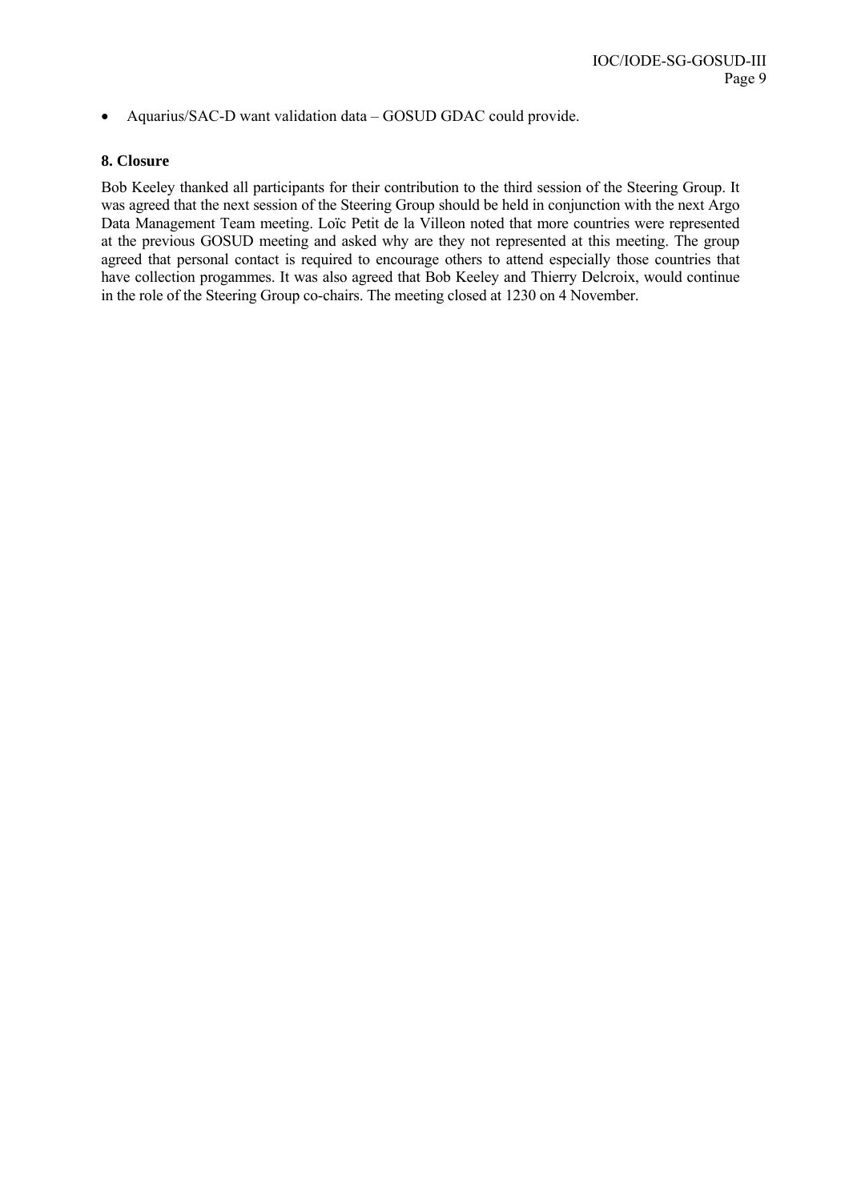- Aquarius/SAC-D want validation data – GOSUD GDAC could provide.

### 8. Closure

Bob Keeley thanked all participants for their contribution to the third session of the Steering Group. It was agreed that the next session of the Steering Group should be held in conjunction with the next Argo Data Management Team meeting. Loïc Petit de la Villeon noted that more countries were represented at the previous GOSUD meeting and asked why are they not represented at this meeting. The group agreed that personal contact is required to encourage others to attend especially those countries that have collection progammes. It was also agreed that Bob Keeley and Thierry Delcroix, would continue in the role of the Steering Group co-chairs. The meeting closed at 1230 on 4 November.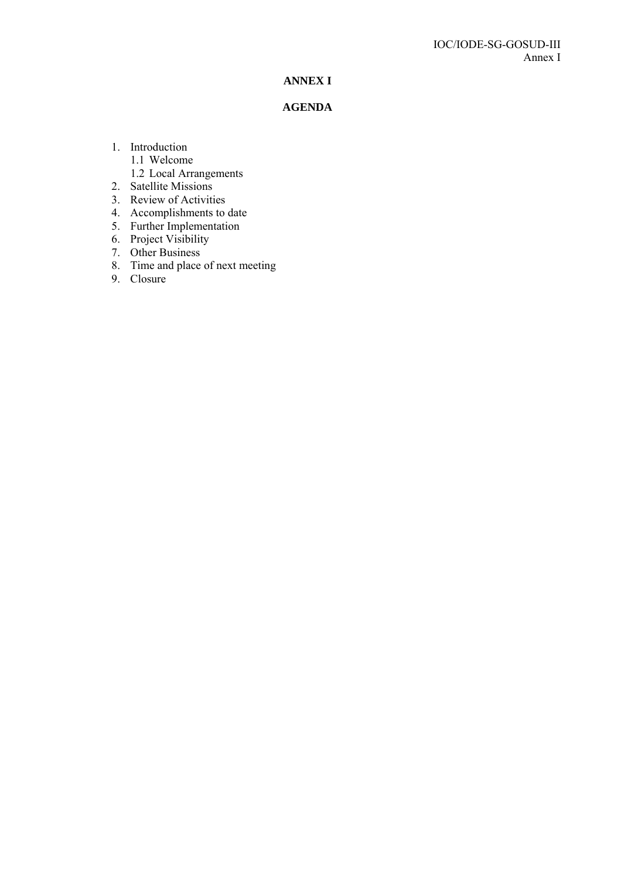# ANNEX I

## AGENDA

1. Introduction
   1.1 Welcome
   1.2 Local Arrangements
2. Satellite Missions
3. Review of Activities
4. Accomplishments to date
5. Further Implementation
6. Project Visibility
7. Other Business
8. Time and place of next meeting
9. Closure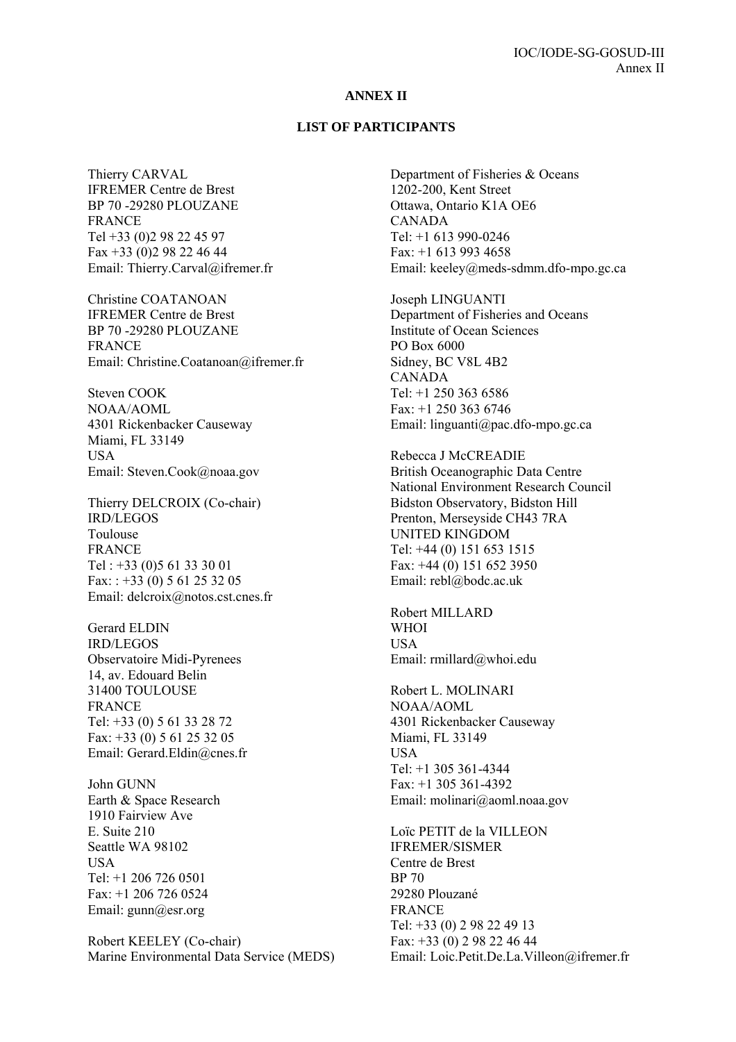# ANNEX II

## LIST OF PARTICIPANTS

Thierry CARVAL
IFREMER Centre de Brest
BP 70 -29280 PLOUZANE
FRANCE
Tel +33 (0)2 98 22 45 97
Fax +33 (0)2 98 22 46 44
Email: Thierry.Carval@ifremer.fr

Christine COATANOAN
IFREMER Centre de Brest
BP 70 -29280 PLOUZANE
FRANCE
Email: Christine.Coatanoan@ifremer.fr

Steven COOK
NOAA/AOML
4301 Rickenbacker Causeway
Miami, FL 33149
USA
Email: Steven.Cook@noaa.gov

Thierry DELCROIX (Co-chair)
IRD/LEGOS
Toulouse
FRANCE
Tel : +33 (0)5 61 33 30 01
Fax: : +33 (0) 5 61 25 32 05
Email: delcroix@notos.cst.cnes.fr

Gerard ELDIN
IRD/LEGOS
Observatoire Midi-Pyrenees
14, av. Edouard Belin
31400 TOULOUSE
FRANCE
Tel: +33 (0) 5 61 33 28 72
Fax: +33 (0) 5 61 25 32 05
Email: Gerard.Eldin@cnes.fr

John GUNN
Earth & Space Research
1910 Fairview Ave
E. Suite 210
Seattle WA 98102
USA
Tel: +1 206 726 0501
Fax: +1 206 726 0524
Email: gunn@esr.org

Robert KEELEY (Co-chair)
Marine Environmental Data Service (MEDS)
Department of Fisheries & Oceans
1202-200, Kent Street
Ottawa, Ontario K1A OE6
CANADA
Tel: +1 613 990-0246
Fax: +1 613 993 4658
Email: keeley@meds-sdmm.dfo-mpo.gc.ca

Joseph LINGUANTI
Department of Fisheries and Oceans
Institute of Ocean Sciences
PO Box 6000
Sidney, BC V8L 4B2
CANADA
Tel: +1 250 363 6586
Fax: +1 250 363 6746
Email: linguanti@pac.dfo-mpo.gc.ca

Rebecca J McCREADIE
British Oceanographic Data Centre
National Environment Research Council
Bidston Observatory, Bidston Hill
Prenton, Merseyside CH43 7RA
UNITED KINGDOM
Tel: +44 (0) 151 653 1515
Fax: +44 (0) 151 652 3950
Email: rebl@bodc.ac.uk

Robert MILLARD
WHOI
USA
Email: rmillard@whoi.edu

Robert L. MOLINARI
NOAA/AOML
4301 Rickenbacker Causeway
Miami, FL 33149
USA
Tel: +1 305 361-4344
Fax: +1 305 361-4392
Email: molinari@aoml.noaa.gov

Loïc PETIT de la VILLEON
IFREMER/SISMER
Centre de Brest
BP 70
29280 Plouzané
FRANCE
Tel: +33 (0) 2 98 22 49 13
Fax: +33 (0) 2 98 22 46 44
Email: Loic.Petit.De.La.Villeon@ifremer.fr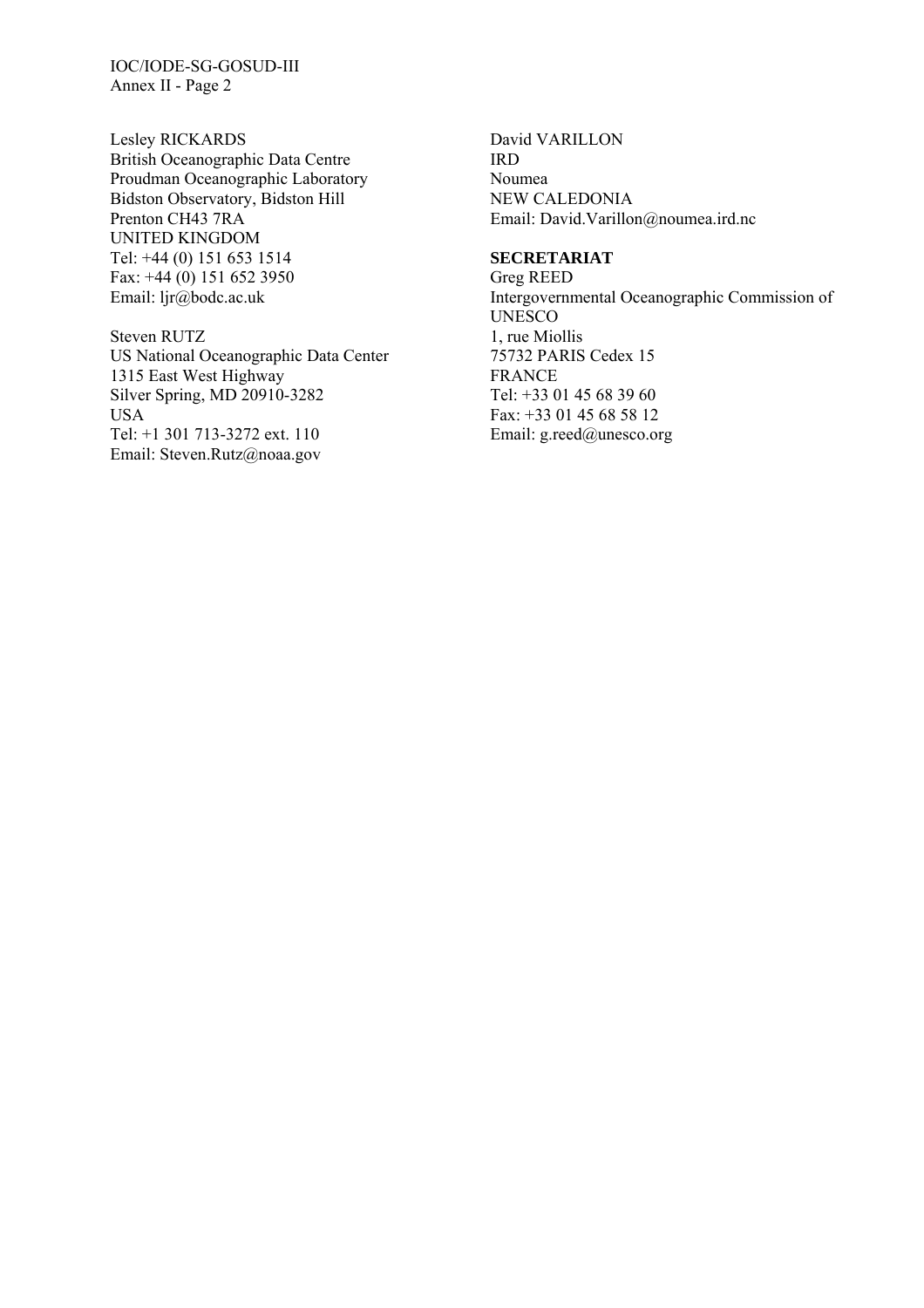Lesley RICKARDS
British Oceanographic Data Centre
Proudman Oceanographic Laboratory
Bidston Observatory, Bidston Hill
Prenton CH43 7RA
UNITED KINGDOM
Tel: +44 (0) 151 653 1514
Fax: +44 (0) 151 652 3950
Email: ljr@bodc.ac.uk

Steven RUTZ
US National Oceanographic Data Center
1315 East West Highway
Silver Spring, MD 20910-3282
USA
Tel: +1 301 713-3272 ext. 110
Email: Steven.Rutz@noaa.gov

David VARILLON
IRD
Noumea
NEW CALEDONIA
Email: David.Varillon@noumea.ird.nc

**SECRETARIAT**

Greg REED
Intergovernmental Oceanographic Commission of UNESCO
1, rue Miollis
75732 PARIS Cedex 15
FRANCE
Tel: +33 01 45 68 39 60
Fax: +33 01 45 68 58 12
Email: g.reed@unesco.org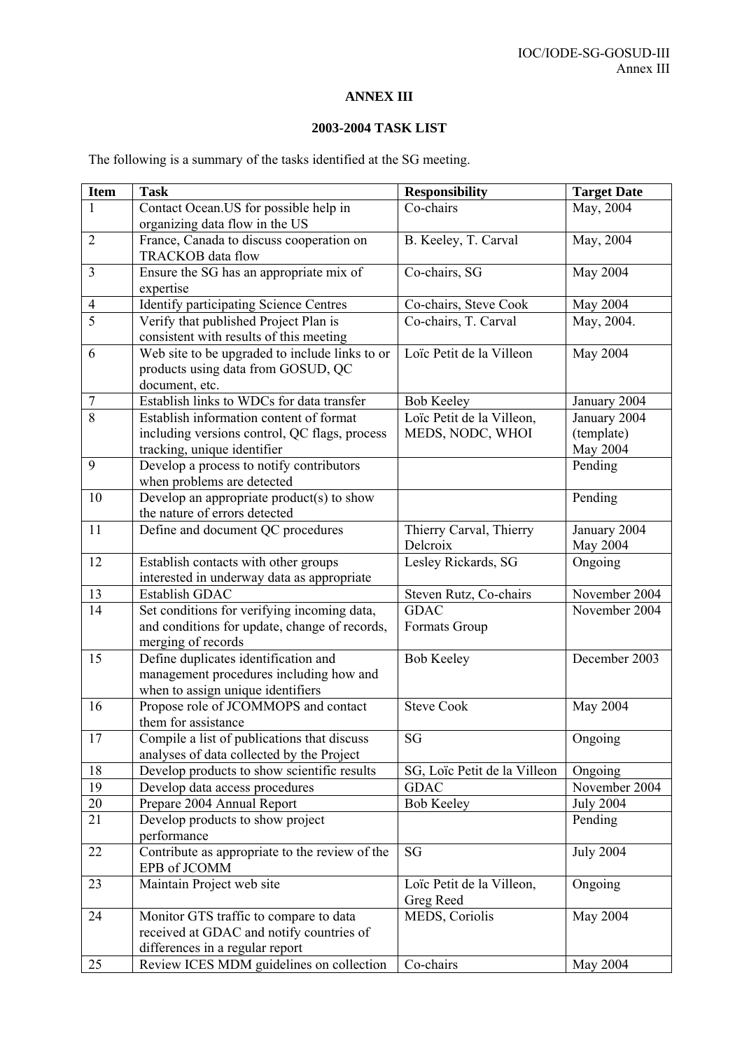# ANNEX III

## 2003-2004 TASK LIST

The following is a summary of the tasks identified at the SG meeting.

| Item | Task | Responsibility | Target Date |
|---|---|---|---|
| 1 | Contact Ocean.US for possible help in organizing data flow in the US | Co-chairs | May, 2004 |
| 2 | France, Canada to discuss cooperation on TRACKOB data flow | B. Keeley, T. Carval | May, 2004 |
| 3 | Ensure the SG has an appropriate mix of expertise | Co-chairs, SG | May 2004 |
| 4 | Identify participating Science Centres | Co-chairs, Steve Cook | May 2004 |
| 5 | Verify that published Project Plan is consistent with results of this meeting | Co-chairs, T. Carval | May, 2004. |
| 6 | Web site to be upgraded to include links to or products using data from GOSUD, QC document, etc. | Loïc Petit de la Villeon | May 2004 |
| 7 | Establish links to WDCs for data transfer | Bob Keeley | January 2004 |
| 8 | Establish information content of format including versions control, QC flags, process tracking, unique identifier | Loïc Petit de la Villeon, MEDS, NODC, WHOI | January 2004 (template) May 2004 |
| 9 | Develop a process to notify contributors when problems are detected | | Pending |
| 10 | Develop an appropriate product(s) to show the nature of errors detected | | Pending |
| 11 | Define and document QC procedures | Thierry Carval, Thierry Delcroix | January 2004 May 2004 |
| 12 | Establish contacts with other groups interested in underway data as appropriate | Lesley Rickards, SG | Ongoing |
| 13 | Establish GDAC | Steven Rutz, Co-chairs | November 2004 |
| 14 | Set conditions for verifying incoming data, and conditions for update, change of records, merging of records | GDAC Formats Group | November 2004 |
| 15 | Define duplicates identification and management procedures including how and when to assign unique identifiers | Bob Keeley | December 2003 |
| 16 | Propose role of JCOMMOPS and contact them for assistance | Steve Cook | May 2004 |
| 17 | Compile a list of publications that discuss analyses of data collected by the Project | SG | Ongoing |
| 18 | Develop products to show scientific results | SG, Loïc Petit de la Villeon | Ongoing |
| 19 | Develop data access procedures | GDAC | November 2004 |
| 20 | Prepare 2004 Annual Report | Bob Keeley | July 2004 |
| 21 | Develop products to show project performance | | Pending |
| 22 | Contribute as appropriate to the review of the EPB of JCOMM | SG | July 2004 |
| 23 | Maintain Project web site | Loïc Petit de la Villeon, Greg Reed | Ongoing |
| 24 | Monitor GTS traffic to compare to data received at GDAC and notify countries of differences in a regular report | MEDS, Coriolis | May 2004 |
| 25 | Review ICES MDM guidelines on collection | Co-chairs | May 2004 |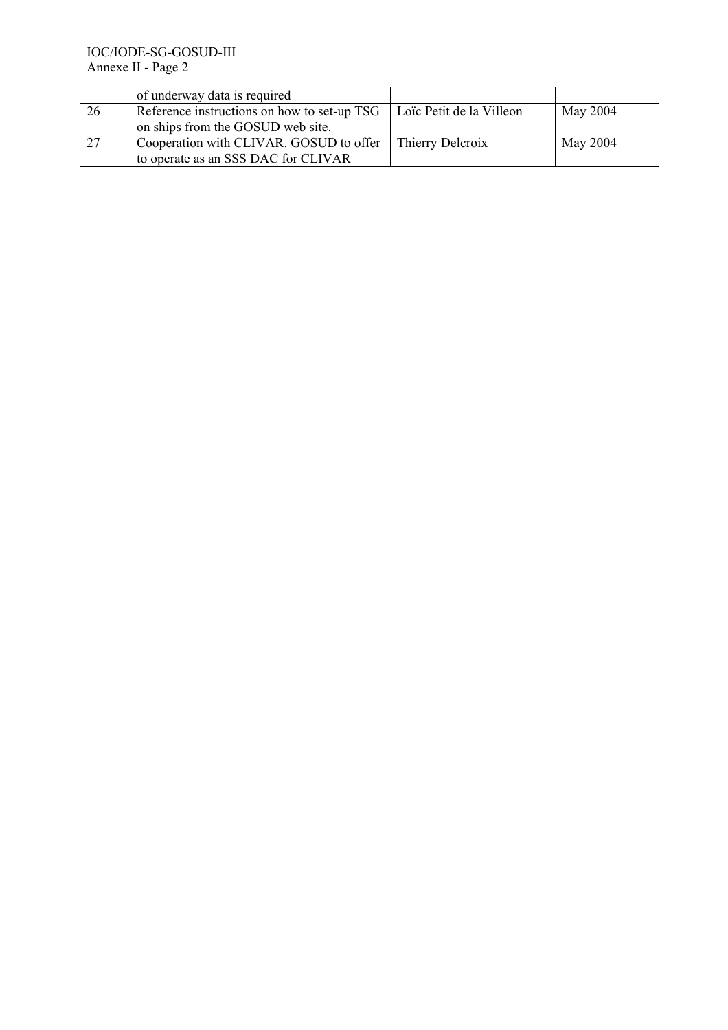| | | | |
|---|---|---|---|
| | of underway data is required | | |
| 26 | Reference instructions on how to set-up TSG on ships from the GOSUD web site. | Loïc Petit de la Villeon | May 2004 |
| 27 | Cooperation with CLIVAR. GOSUD to offer to operate as an SSS DAC for CLIVAR | Thierry Delcroix | May 2004 |